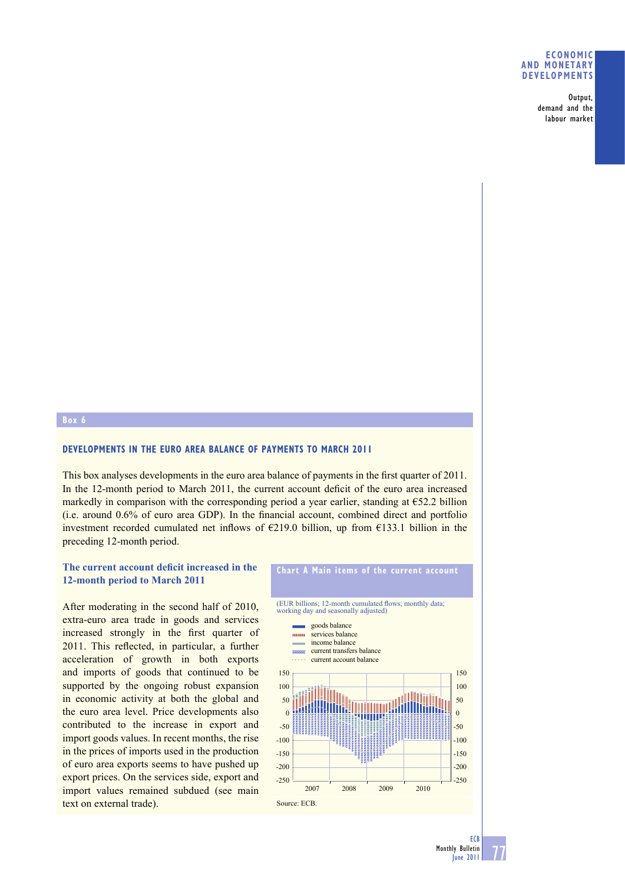## Box 6

### DEVELOPMENTS IN THE EURO AREA BALANCE OF PAYMENTS TO MARCH 2011

This box analyses developments in the euro area balance of payments in the first quarter of 2011. In the 12-month period to March 2011, the current account deficit of the euro area increased markedly in comparison with the corresponding period a year earlier, standing at €52.2 billion (i.e. around 0.6% of euro area GDP). In the financial account, combined direct and portfolio investment recorded cumulated net inflows of €219.0 billion, up from €133.1 billion in the preceding 12-month period.

#### The current account deficit increased in the 12-month period to March 2011

After moderating in the second half of 2010, extra-euro area trade in goods and services increased strongly in the first quarter of 2011. This reflected, in particular, a further acceleration of growth in both exports and imports of goods that continued to be supported by the ongoing robust expansion in economic activity at both the global and the euro area level. Price developments also contributed to the increase in export and import goods values. In recent months, the rise in the prices of imports used in the production of euro area exports seems to have pushed up export prices. On the services side, export and import values remained subdued (see main text on external trade).

**Chart A Main items of the current account**

(EUR billions; 12-month cumulated flows; monthly data; working day and seasonally adjusted)

- goods balance
- services balance
- income balance
- current transfers balance
- current account balance

Source: ECB.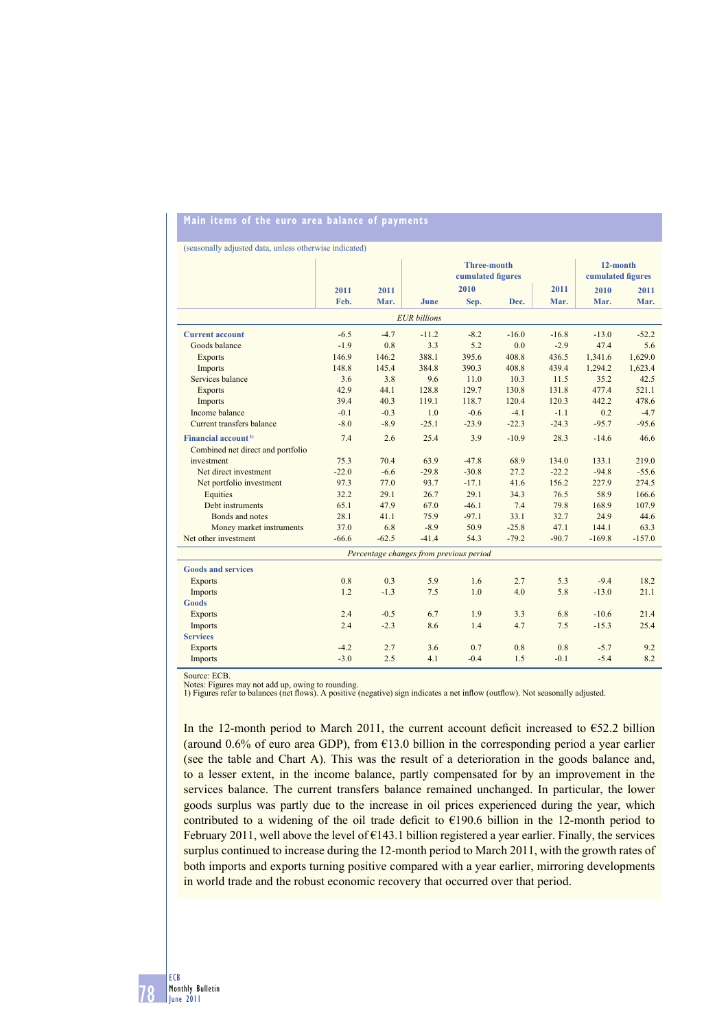## Main items of the euro area balance of payments

(seasonally adjusted data, unless otherwise indicated)

| | 2011 Feb. | 2011 Mar. | Three-month cumulated figures 2010 June | 2010 Sep. | 2010 Dec. | 2011 Mar. | 12-month cumulated figures 2010 Mar. | 2011 Mar. |
|---|---|---|---|---|---|---|---|---|
| | *EUR billions* | | | | | | | |
| **Current account** | -6.5 | -4.7 | -11.2 | -8.2 | -16.0 | -16.8 | -13.0 | -52.2 |
| Goods balance | -1.9 | 0.8 | 3.3 | 5.2 | 0.0 | -2.9 | 47.4 | 5.6 |
| Exports | 146.9 | 146.2 | 388.1 | 395.6 | 408.8 | 436.5 | 1,341.6 | 1,629.0 |
| Imports | 148.8 | 145.4 | 384.8 | 390.3 | 408.8 | 439.4 | 1,294.2 | 1,623.4 |
| Services balance | 3.6 | 3.8 | 9.6 | 11.0 | 10.3 | 11.5 | 35.2 | 42.5 |
| Exports | 42.9 | 44.1 | 128.8 | 129.7 | 130.8 | 131.8 | 477.4 | 521.1 |
| Imports | 39.4 | 40.3 | 119.1 | 118.7 | 120.4 | 120.3 | 442.2 | 478.6 |
| Income balance | -0.1 | -0.3 | 1.0 | -0.6 | -4.1 | -1.1 | 0.2 | -4.7 |
| Current transfers balance | -8.0 | -8.9 | -25.1 | -23.9 | -22.3 | -24.3 | -95.7 | -95.6 |
| **Financial account** [1] | 7.4 | 2.6 | 25.4 | 3.9 | -10.9 | 28.3 | -14.6 | 46.6 |
| Combined net direct and portfolio investment | 75.3 | 70.4 | 63.9 | -47.8 | 68.9 | 134.0 | 133.1 | 219.0 |
| Net direct investment | -22.0 | -6.6 | -29.8 | -30.8 | 27.2 | -22.2 | -94.8 | -55.6 |
| Net portfolio investment | 97.3 | 77.0 | 93.7 | -17.1 | 41.6 | 156.2 | 227.9 | 274.5 |
| Equities | 32.2 | 29.1 | 26.7 | 29.1 | 34.3 | 76.5 | 58.9 | 166.6 |
| Debt instruments | 65.1 | 47.9 | 67.0 | -46.1 | 7.4 | 79.8 | 168.9 | 107.9 |
| Bonds and notes | 28.1 | 41.1 | 75.9 | -97.1 | 33.1 | 32.7 | 24.9 | 44.6 |
| Money market instruments | 37.0 | 6.8 | -8.9 | 50.9 | -25.8 | 47.1 | 144.1 | 63.3 |
| Net other investment | -66.6 | -62.5 | -41.4 | 54.3 | -79.2 | -90.7 | -169.8 | -157.0 |
| | *Percentage changes from previous period* | | | | | | | |
| **Goods and services** | | | | | | | | |
| Exports | 0.8 | 0.3 | 5.9 | 1.6 | 2.7 | 5.3 | -9.4 | 18.2 |
| Imports | 1.2 | -1.3 | 7.5 | 1.0 | 4.0 | 5.8 | -13.0 | 21.1 |
| **Goods** | | | | | | | | |
| Exports | 2.4 | -0.5 | 6.7 | 1.9 | 3.3 | 6.8 | -10.6 | 21.4 |
| Imports | 2.4 | -2.3 | 8.6 | 1.4 | 4.7 | 7.5 | -15.3 | 25.4 |
| **Services** | | | | | | | | |
| Exports | -4.2 | 2.7 | 3.6 | 0.7 | 0.8 | 0.8 | -5.7 | 9.2 |
| Imports | -3.0 | 2.5 | 4.1 | -0.4 | 1.5 | -0.1 | -5.4 | 8.2 |

Source: ECB.
Notes: Figures may not add up, owing to rounding.
1) Figures refer to balances (net flows). A positive (negative) sign indicates a net inflow (outflow). Not seasonally adjusted.

In the 12-month period to March 2011, the current account deficit increased to €52.2 billion (around 0.6% of euro area GDP), from €13.0 billion in the corresponding period a year earlier (see the table and Chart A). This was the result of a deterioration in the goods balance and, to a lesser extent, in the income balance, partly compensated for by an improvement in the services balance. The current transfers balance remained unchanged. In particular, the lower goods surplus was partly due to the increase in oil prices experienced during the year, which contributed to a widening of the oil trade deficit to €190.6 billion in the 12-month period to February 2011, well above the level of €143.1 billion registered a year earlier. Finally, the services surplus continued to increase during the 12-month period to March 2011, with the growth rates of both imports and exports turning positive compared with a year earlier, mirroring developments in world trade and the robust economic recovery that occurred over that period.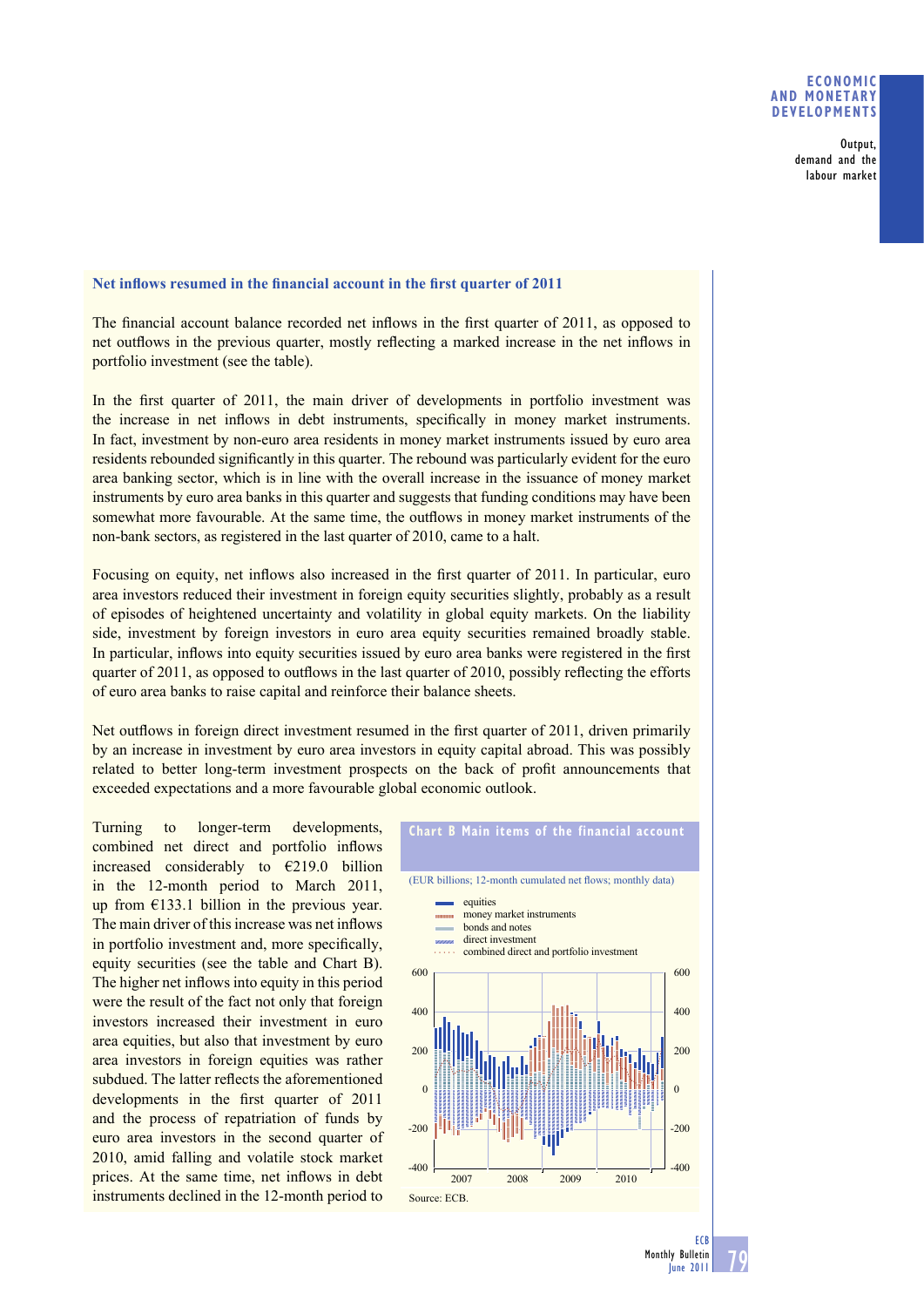### Net inflows resumed in the financial account in the first quarter of 2011

The financial account balance recorded net inflows in the first quarter of 2011, as opposed to net outflows in the previous quarter, mostly reflecting a marked increase in the net inflows in portfolio investment (see the table).

In the first quarter of 2011, the main driver of developments in portfolio investment was the increase in net inflows in debt instruments, specifically in money market instruments. In fact, investment by non-euro area residents in money market instruments issued by euro area residents rebounded significantly in this quarter. The rebound was particularly evident for the euro area banking sector, which is in line with the overall increase in the issuance of money market instruments by euro area banks in this quarter and suggests that funding conditions may have been somewhat more favourable. At the same time, the outflows in money market instruments of the non-bank sectors, as registered in the last quarter of 2010, came to a halt.

Focusing on equity, net inflows also increased in the first quarter of 2011. In particular, euro area investors reduced their investment in foreign equity securities slightly, probably as a result of episodes of heightened uncertainty and volatility in global equity markets. On the liability side, investment by foreign investors in euro area equity securities remained broadly stable. In particular, inflows into equity securities issued by euro area banks were registered in the first quarter of 2011, as opposed to outflows in the last quarter of 2010, possibly reflecting the efforts of euro area banks to raise capital and reinforce their balance sheets.

Net outflows in foreign direct investment resumed in the first quarter of 2011, driven primarily by an increase in investment by euro area investors in equity capital abroad. This was possibly related to better long-term investment prospects on the back of profit announcements that exceeded expectations and a more favourable global economic outlook.

Turning to longer-term developments, combined net direct and portfolio inflows increased considerably to €219.0 billion in the 12-month period to March 2011, up from €133.1 billion in the previous year. The main driver of this increase was net inflows in portfolio investment and, more specifically, equity securities (see the table and Chart B). The higher net inflows into equity in this period were the result of the fact not only that foreign investors increased their investment in euro area equities, but also that investment by euro area investors in foreign equities was rather subdued. The latter reflects the aforementioned developments in the first quarter of 2011 and the process of repatriation of funds by euro area investors in the second quarter of 2010, amid falling and volatile stock market prices. At the same time, net inflows in debt instruments declined in the 12-month period to

**Chart B Main items of the financial account**

(EUR billions; 12-month cumulated net flows; monthly data)

- equities
- money market instruments
- bonds and notes
- direct investment
- combined direct and portfolio investment

Source: ECB.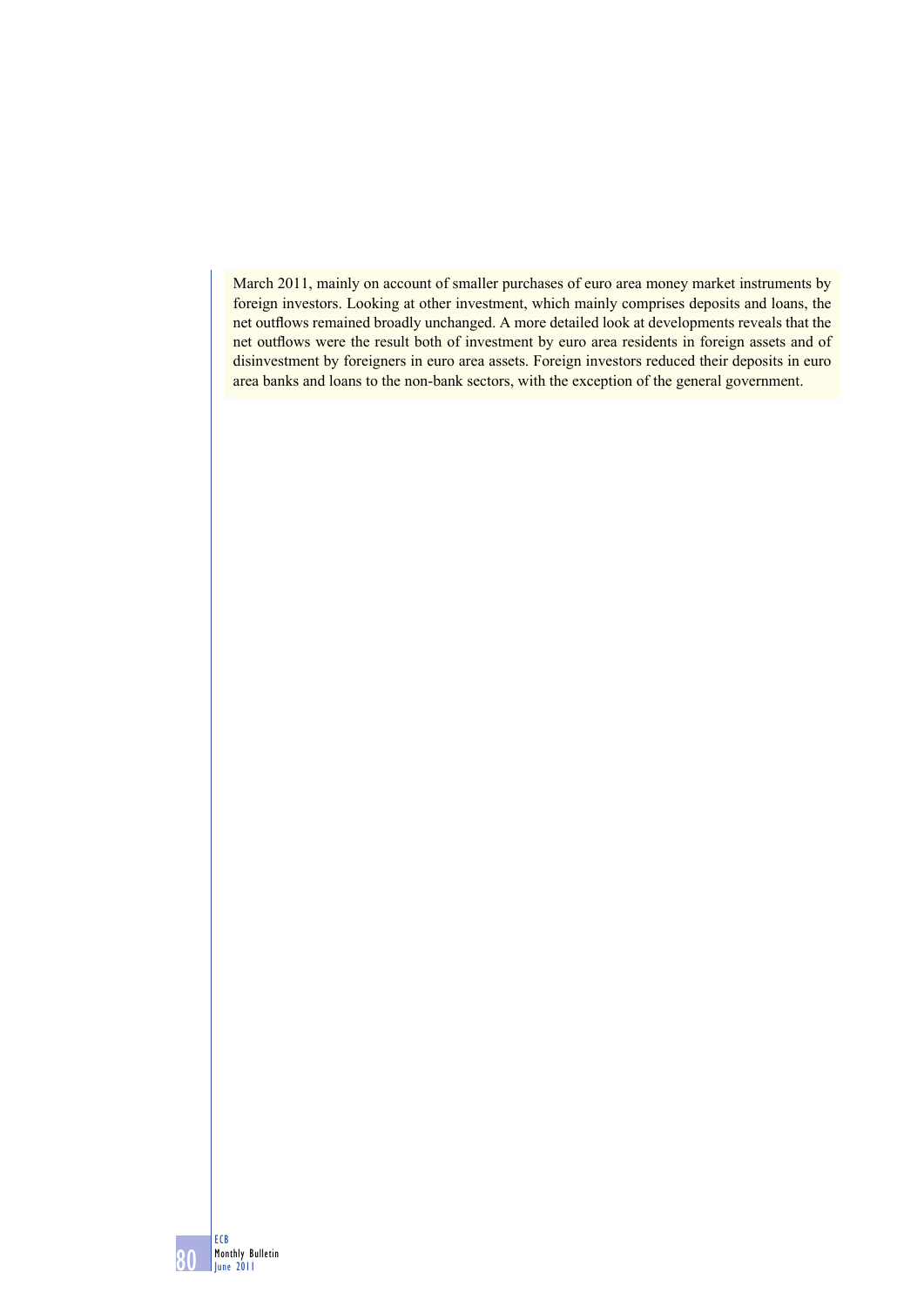March 2011, mainly on account of smaller purchases of euro area money market instruments by foreign investors. Looking at other investment, which mainly comprises deposits and loans, the net outflows remained broadly unchanged. A more detailed look at developments reveals that the net outflows were the result both of investment by euro area residents in foreign assets and of disinvestment by foreigners in euro area assets. Foreign investors reduced their deposits in euro area banks and loans to the non-bank sectors, with the exception of the general government.